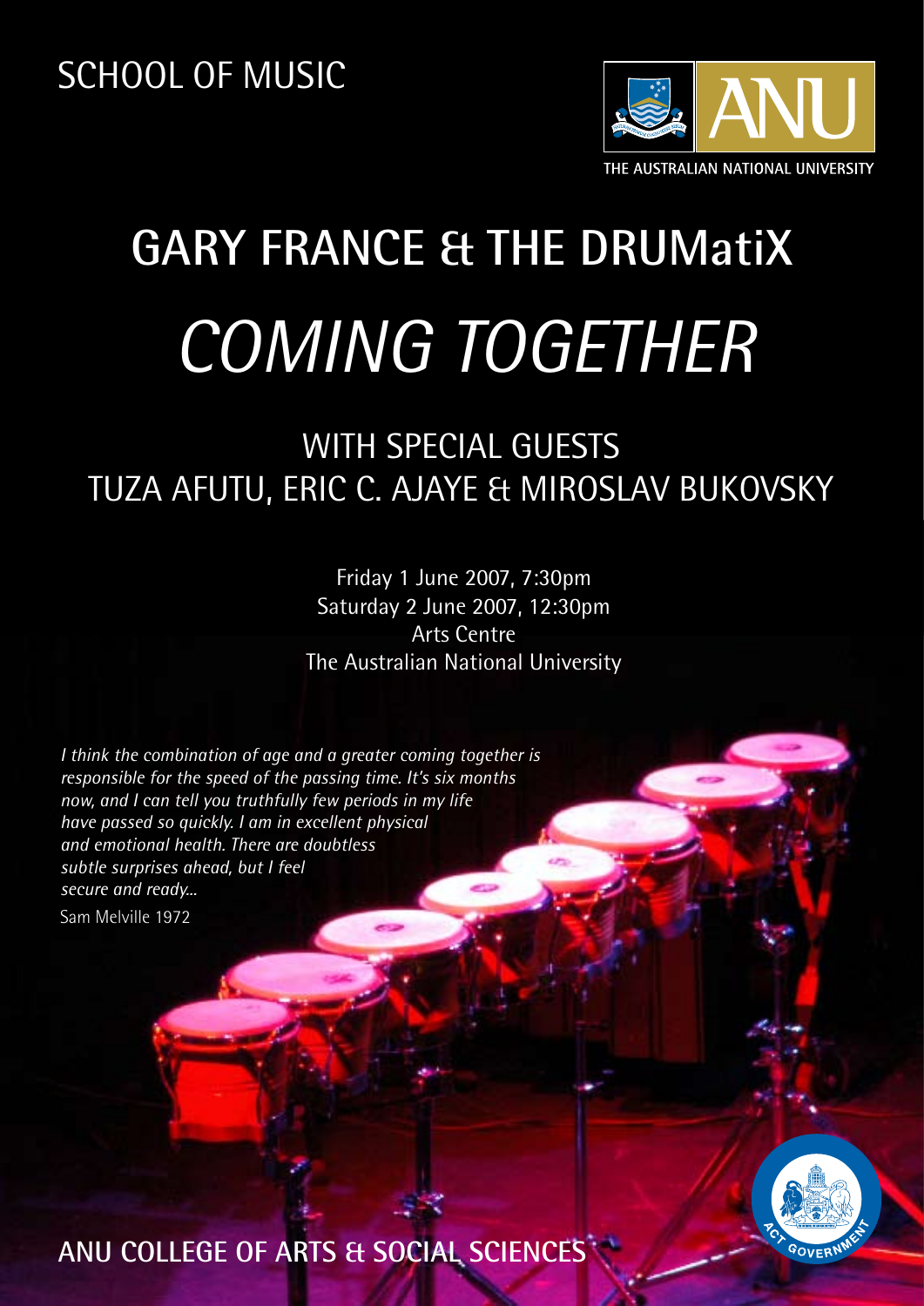SCHOOL OF MUSIC

THE AUSTRALIAN NATIONAL UNIVERSITY

# GARY FRANCE & THE DRUMatiX

# *COMING TOGETHER*

## WITH SPECIAL GUESTS
## TUZA AFUTU, ERIC C. AJAYE & MIROSLAV BUKOVSKY

Friday 1 June 2007, 7:30pm
Saturday 2 June 2007, 12:30pm
Arts Centre
The Australian National University

*I think the combination of age and a greater coming together is responsible for the speed of the passing time. It's six months now, and I can tell you truthfully few periods in my life have passed so quickly. I am in excellent physical and emotional health. There are doubtless subtle surprises ahead, but I feel secure and ready...*

Sam Melville 1972

ANU COLLEGE OF ARTS & SOCIAL SCIENCES

ACT GOVERNMENT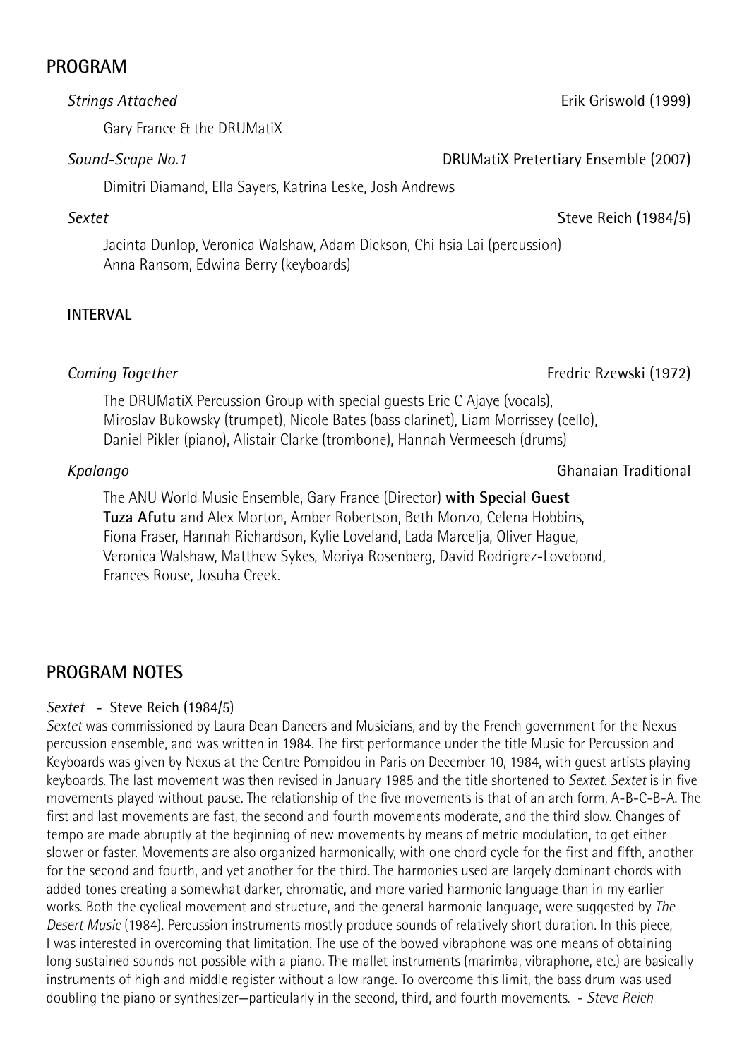## PROGRAM

*Strings Attached* Erik Griswold (1999)

Gary France & the DRUMatiX

*Sound-Scape No.1* DRUMatiX Pretertiary Ensemble (2007)

Dimitri Diamand, Ella Sayers, Katrina Leske, Josh Andrews

*Sextet* Steve Reich (1984/5)

Jacinta Dunlop, Veronica Walshaw, Adam Dickson, Chi hsia Lai (percussion)
Anna Ransom, Edwina Berry (keyboards)

### INTERVAL

*Coming Together* Fredric Rzewski (1972)

The DRUMatiX Percussion Group with special guests Eric C Ajaye (vocals), Miroslav Bukowsky (trumpet), Nicole Bates (bass clarinet), Liam Morrissey (cello), Daniel Pikler (piano), Alistair Clarke (trombone), Hannah Vermeesch (drums)

*Kpalango* Ghanaian Traditional

The ANU World Music Ensemble, Gary France (Director) **with Special Guest Tuza Afutu** and Alex Morton, Amber Robertson, Beth Monzo, Celena Hobbins, Fiona Fraser, Hannah Richardson, Kylie Loveland, Lada Marcelja, Oliver Hague, Veronica Walshaw, Matthew Sykes, Moriya Rosenberg, David Rodrigrez-Lovebond, Frances Rouse, Josuha Creek.

## PROGRAM NOTES

*Sextet* - Steve Reich (1984/5)

*Sextet* was commissioned by Laura Dean Dancers and Musicians, and by the French government for the Nexus percussion ensemble, and was written in 1984. The first performance under the title Music for Percussion and Keyboards was given by Nexus at the Centre Pompidou in Paris on December 10, 1984, with guest artists playing keyboards. The last movement was then revised in January 1985 and the title shortened to *Sextet*. *Sextet* is in five movements played without pause. The relationship of the five movements is that of an arch form, A-B-C-B-A. The first and last movements are fast, the second and fourth movements moderate, and the third slow. Changes of tempo are made abruptly at the beginning of new movements by means of metric modulation, to get either slower or faster. Movements are also organized harmonically, with one chord cycle for the first and fifth, another for the second and fourth, and yet another for the third. The harmonies used are largely dominant chords with added tones creating a somewhat darker, chromatic, and more varied harmonic language than in my earlier works. Both the cyclical movement and structure, and the general harmonic language, were suggested by *The Desert Music* (1984). Percussion instruments mostly produce sounds of relatively short duration. In this piece, I was interested in overcoming that limitation. The use of the bowed vibraphone was one means of obtaining long sustained sounds not possible with a piano. The mallet instruments (marimba, vibraphone, etc.) are basically instruments of high and middle register without a low range. To overcome this limit, the bass drum was used doubling the piano or synthesizer—particularly in the second, third, and fourth movements. - *Steve Reich*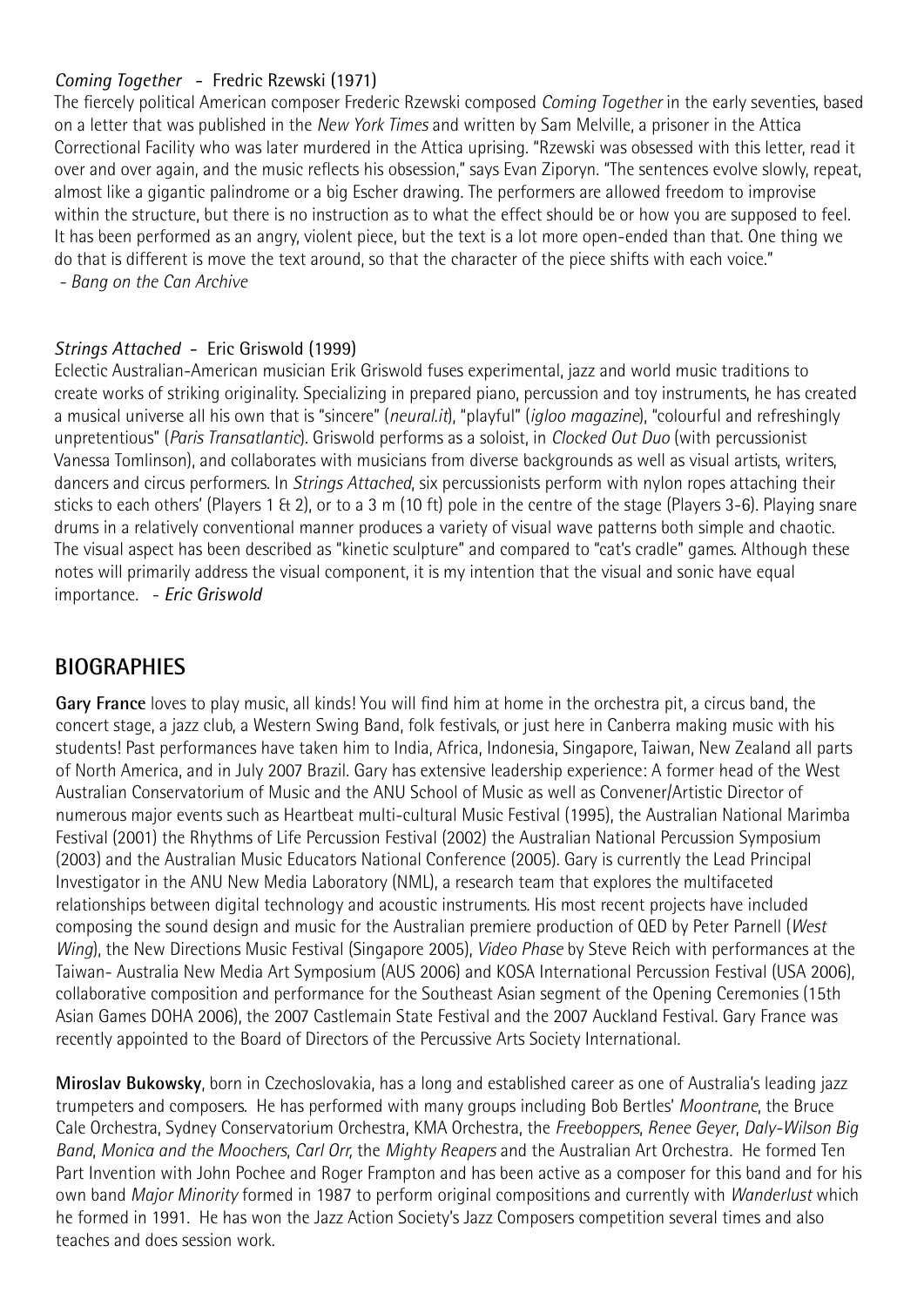*Coming Together* - Fredric Rzewski (1971)

The fiercely political American composer Frederic Rzewski composed *Coming Together* in the early seventies, based on a letter that was published in the *New York Times* and written by Sam Melville, a prisoner in the Attica Correctional Facility who was later murdered in the Attica uprising. "Rzewski was obsessed with this letter, read it over and over again, and the music reflects his obsession," says Evan Ziporyn. "The sentences evolve slowly, repeat, almost like a gigantic palindrome or a big Escher drawing. The performers are allowed freedom to improvise within the structure, but there is no instruction as to what the effect should be or how you are supposed to feel. It has been performed as an angry, violent piece, but the text is a lot more open-ended than that. One thing we do that is different is move the text around, so that the character of the piece shifts with each voice."

*- Bang on the Can Archive*

*Strings Attached* - Eric Griswold (1999)

Eclectic Australian-American musician Erik Griswold fuses experimental, jazz and world music traditions to create works of striking originality. Specializing in prepared piano, percussion and toy instruments, he has created a musical universe all his own that is "sincere" (*neural.it*), "playful" (*igloo magazine*), "colourful and refreshingly unpretentious" (*Paris Transatlantic*). Griswold performs as a soloist, in *Clocked Out Duo* (with percussionist Vanessa Tomlinson), and collaborates with musicians from diverse backgrounds as well as visual artists, writers, dancers and circus performers. In *Strings Attached*, six percussionists perform with nylon ropes attaching their sticks to each others' (Players 1 & 2), or to a 3 m (10 ft) pole in the centre of the stage (Players 3-6). Playing snare drums in a relatively conventional manner produces a variety of visual wave patterns both simple and chaotic. The visual aspect has been described as "kinetic sculpture" and compared to "cat's cradle" games. Although these notes will primarily address the visual component, it is my intention that the visual and sonic have equal importance. *- Eric Griswold*

## BIOGRAPHIES

**Gary France** loves to play music, all kinds! You will find him at home in the orchestra pit, a circus band, the concert stage, a jazz club, a Western Swing Band, folk festivals, or just here in Canberra making music with his students! Past performances have taken him to India, Africa, Indonesia, Singapore, Taiwan, New Zealand all parts of North America, and in July 2007 Brazil. Gary has extensive leadership experience: A former head of the West Australian Conservatorium of Music and the ANU School of Music as well as Convener/Artistic Director of numerous major events such as Heartbeat multi-cultural Music Festival (1995), the Australian National Marimba Festival (2001) the Rhythms of Life Percussion Festival (2002) the Australian National Percussion Symposium (2003) and the Australian Music Educators National Conference (2005). Gary is currently the Lead Principal Investigator in the ANU New Media Laboratory (NML), a research team that explores the multifaceted relationships between digital technology and acoustic instruments. His most recent projects have included composing the sound design and music for the Australian premiere production of QED by Peter Parnell (*West Wing*), the New Directions Music Festival (Singapore 2005), *Video Phase* by Steve Reich with performances at the Taiwan- Australia New Media Art Symposium (AUS 2006) and KOSA International Percussion Festival (USA 2006), collaborative composition and performance for the Southeast Asian segment of the Opening Ceremonies (15th Asian Games DOHA 2006), the 2007 Castlemain State Festival and the 2007 Auckland Festival. Gary France was recently appointed to the Board of Directors of the Percussive Arts Society International.

**Miroslav Bukowsky**, born in Czechoslovakia, has a long and established career as one of Australia's leading jazz trumpeters and composers. He has performed with many groups including Bob Bertles' *Moontrane*, the Bruce Cale Orchestra, Sydney Conservatorium Orchestra, KMA Orchestra, the *Freeboppers*, *Renee Geyer*, *Daly-Wilson Big Band*, *Monica and the Moochers*, *Carl Orr*, the *Mighty Reapers* and the Australian Art Orchestra. He formed Ten Part Invention with John Pochee and Roger Frampton and has been active as a composer for this band and for his own band *Major Minority* formed in 1987 to perform original compositions and currently with *Wanderlust* which he formed in 1991. He has won the Jazz Action Society's Jazz Composers competition several times and also teaches and does session work.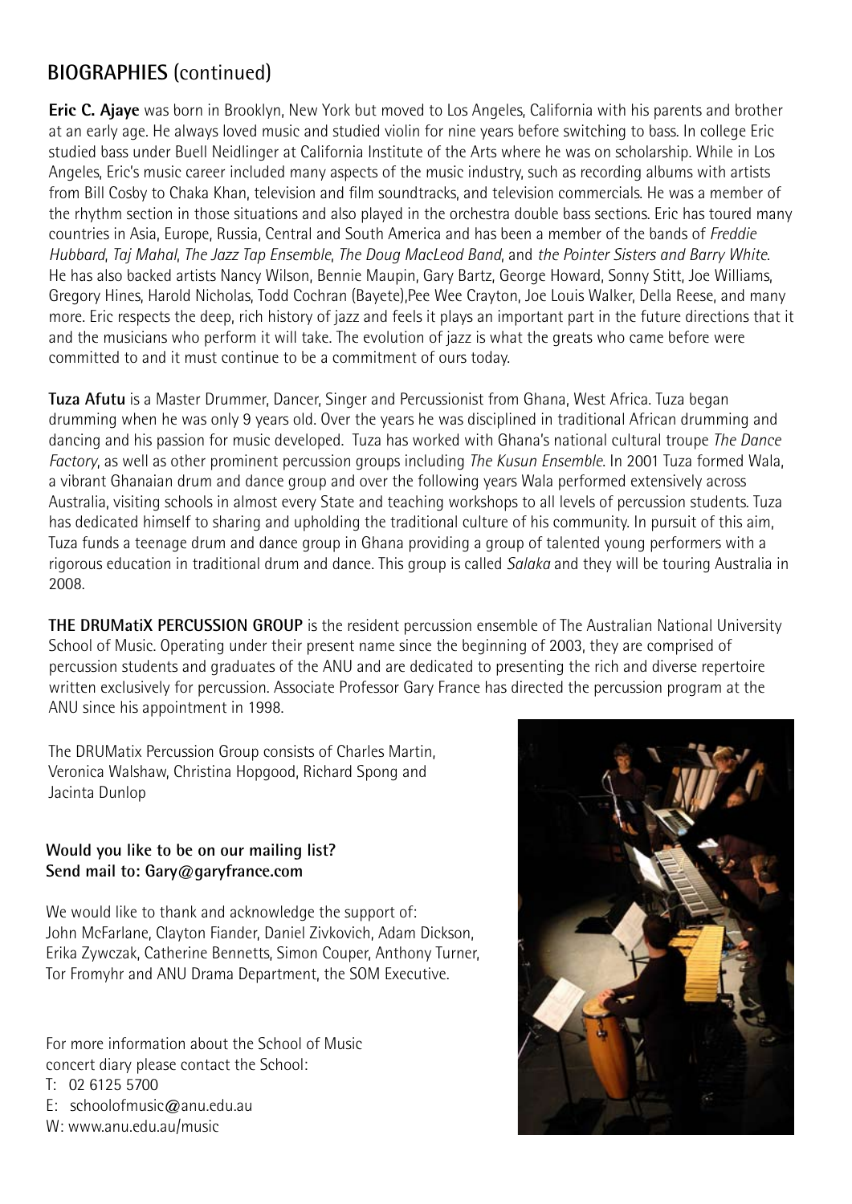## BIOGRAPHIES (continued)

**Eric C. Ajaye** was born in Brooklyn, New York but moved to Los Angeles, California with his parents and brother at an early age. He always loved music and studied violin for nine years before switching to bass. In college Eric studied bass under Buell Neidlinger at California Institute of the Arts where he was on scholarship. While in Los Angeles, Eric's music career included many aspects of the music industry, such as recording albums with artists from Bill Cosby to Chaka Khan, television and film soundtracks, and television commercials. He was a member of the rhythm section in those situations and also played in the orchestra double bass sections. Eric has toured many countries in Asia, Europe, Russia, Central and South America and has been a member of the bands of *Freddie Hubbard*, *Taj Mahal*, *The Jazz Tap Ensemble*, *The Doug MacLeod Band*, and *the Pointer Sisters and Barry White*. He has also backed artists Nancy Wilson, Bennie Maupin, Gary Bartz, George Howard, Sonny Stitt, Joe Williams, Gregory Hines, Harold Nicholas, Todd Cochran (Bayete),Pee Wee Crayton, Joe Louis Walker, Della Reese, and many more. Eric respects the deep, rich history of jazz and feels it plays an important part in the future directions that it and the musicians who perform it will take. The evolution of jazz is what the greats who came before were committed to and it must continue to be a commitment of ours today.

**Tuza Afutu** is a Master Drummer, Dancer, Singer and Percussionist from Ghana, West Africa. Tuza began drumming when he was only 9 years old. Over the years he was disciplined in traditional African drumming and dancing and his passion for music developed. Tuza has worked with Ghana's national cultural troupe *The Dance Factory*, as well as other prominent percussion groups including *The Kusun Ensemble*. In 2001 Tuza formed Wala, a vibrant Ghanaian drum and dance group and over the following years Wala performed extensively across Australia, visiting schools in almost every State and teaching workshops to all levels of percussion students. Tuza has dedicated himself to sharing and upholding the traditional culture of his community. In pursuit of this aim, Tuza funds a teenage drum and dance group in Ghana providing a group of talented young performers with a rigorous education in traditional drum and dance. This group is called *Salaka* and they will be touring Australia in 2008.

**THE DRUMatiX PERCUSSION GROUP** is the resident percussion ensemble of The Australian National University School of Music. Operating under their present name since the beginning of 2003, they are comprised of percussion students and graduates of the ANU and are dedicated to presenting the rich and diverse repertoire written exclusively for percussion. Associate Professor Gary France has directed the percussion program at the ANU since his appointment in 1998.

The DRUMatix Percussion Group consists of Charles Martin, Veronica Walshaw, Christina Hopgood, Richard Spong and Jacinta Dunlop

**Would you like to be on our mailing list?**
**Send mail to: Gary@garyfrance.com**

We would like to thank and acknowledge the support of:
John McFarlane, Clayton Fiander, Daniel Zivkovich, Adam Dickson, Erika Zywczak, Catherine Bennetts, Simon Couper, Anthony Turner, Tor Fromyhr and ANU Drama Department, the SOM Executive.

For more information about the School of Music concert diary please contact the School:
T: 02 6125 5700
E: schoolofmusic@anu.edu.au
W: www.anu.edu.au/music